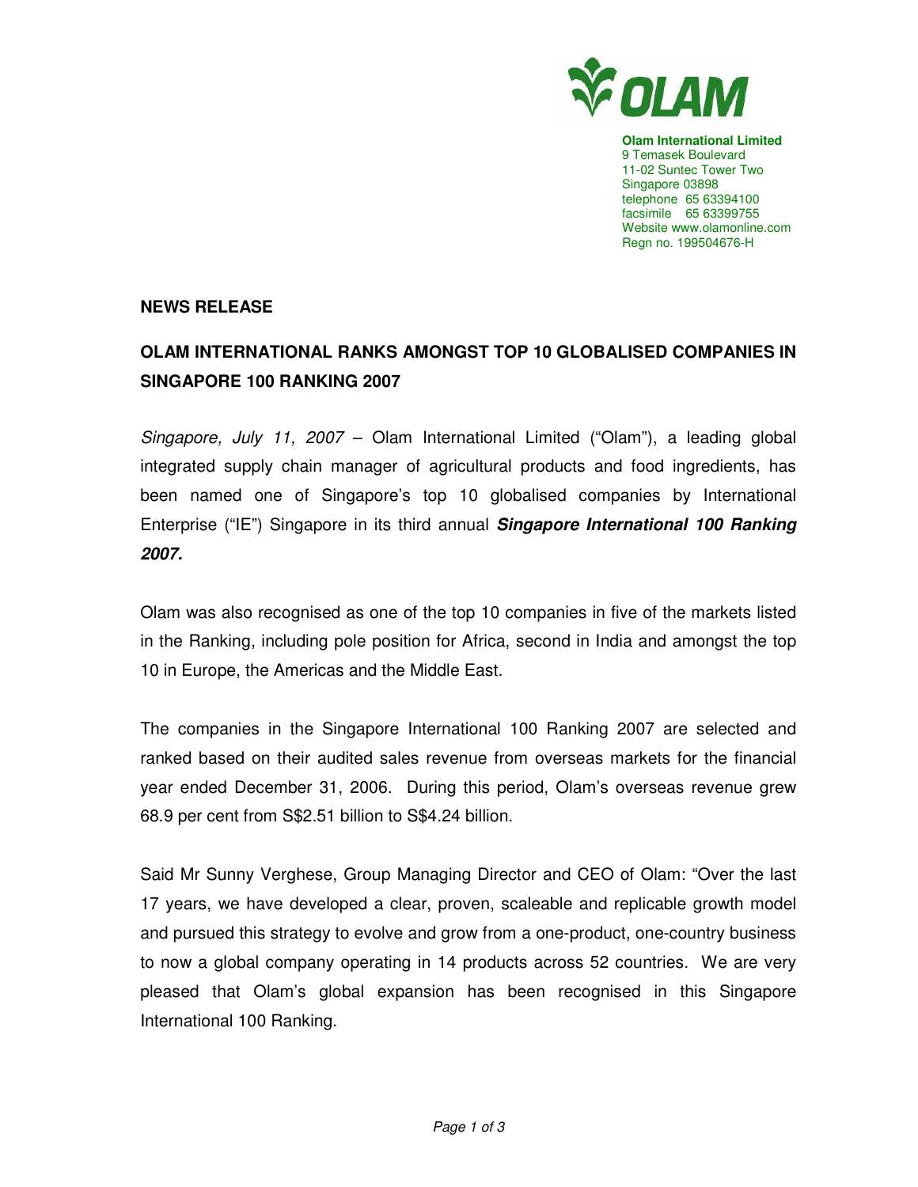**Olam International Limited**
9 Temasek Boulevard
11-02 Suntec Tower Two
Singapore 03898
telephone 65 63394100
facsimile 65 63399755
Website www.olamonline.com
Regn no. 199504676-H

**NEWS RELEASE**

## OLAM INTERNATIONAL RANKS AMONGST TOP 10 GLOBALISED COMPANIES IN SINGAPORE 100 RANKING 2007

*Singapore, July 11, 2007* – Olam International Limited ("Olam"), a leading global integrated supply chain manager of agricultural products and food ingredients, has been named one of Singapore's top 10 globalised companies by International Enterprise ("IE") Singapore in its third annual ***Singapore International 100 Ranking 2007.***

Olam was also recognised as one of the top 10 companies in five of the markets listed in the Ranking, including pole position for Africa, second in India and amongst the top 10 in Europe, the Americas and the Middle East.

The companies in the Singapore International 100 Ranking 2007 are selected and ranked based on their audited sales revenue from overseas markets for the financial year ended December 31, 2006. During this period, Olam's overseas revenue grew 68.9 per cent from S$2.51 billion to S$4.24 billion.

Said Mr Sunny Verghese, Group Managing Director and CEO of Olam: "Over the last 17 years, we have developed a clear, proven, scaleable and replicable growth model and pursued this strategy to evolve and grow from a one-product, one-country business to now a global company operating in 14 products across 52 countries. We are very pleased that Olam's global expansion has been recognised in this Singapore International 100 Ranking.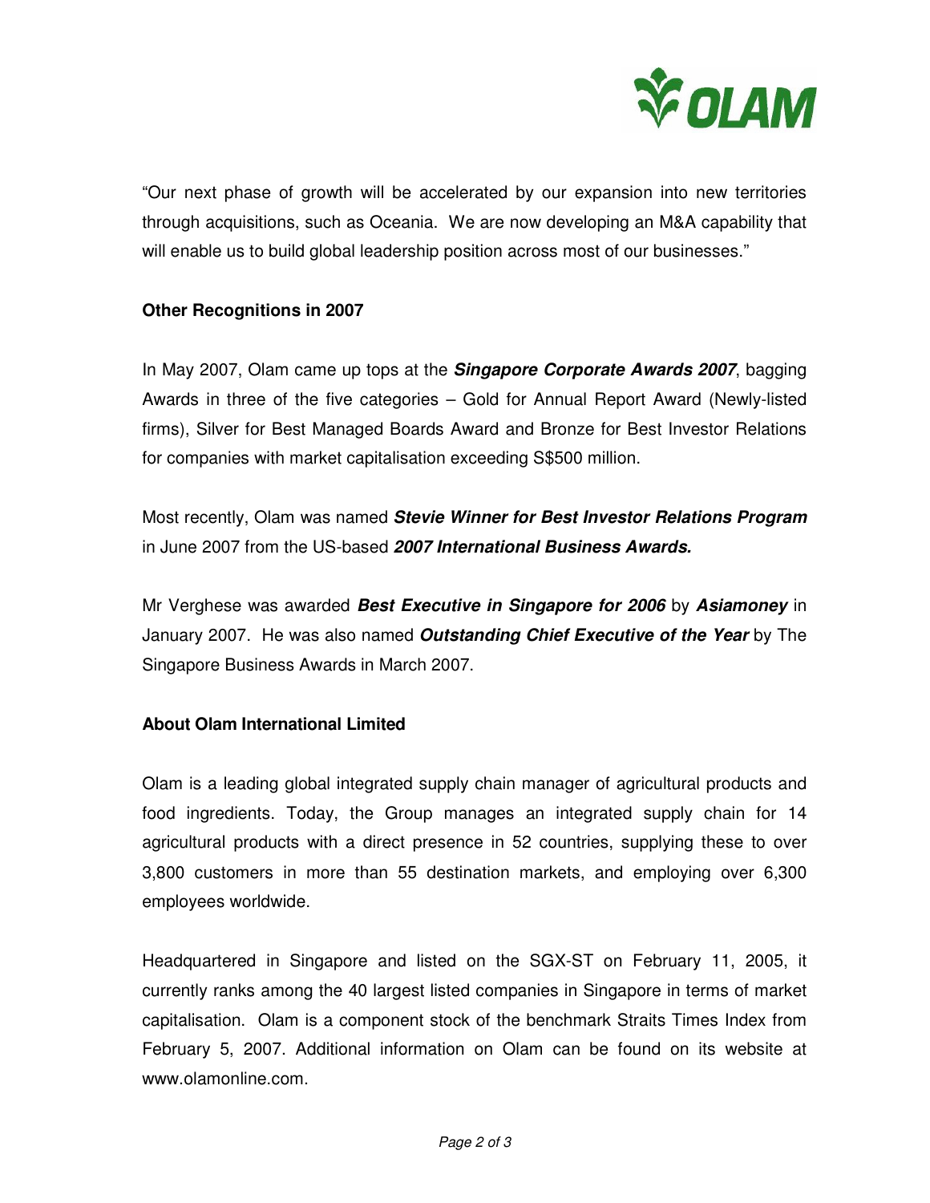"Our next phase of growth will be accelerated by our expansion into new territories through acquisitions, such as Oceania. We are now developing an M&A capability that will enable us to build global leadership position across most of our businesses."

**Other Recognitions in 2007**

In May 2007, Olam came up tops at the ***Singapore Corporate Awards 2007***, bagging Awards in three of the five categories – Gold for Annual Report Award (Newly-listed firms), Silver for Best Managed Boards Award and Bronze for Best Investor Relations for companies with market capitalisation exceeding S$500 million.

Most recently, Olam was named ***Stevie Winner for Best Investor Relations Program*** in June 2007 from the US-based ***2007 International Business Awards.***

Mr Verghese was awarded ***Best Executive in Singapore for 2006*** by ***Asiamoney*** in January 2007. He was also named ***Outstanding Chief Executive of the Year*** by The Singapore Business Awards in March 2007.

**About Olam International Limited**

Olam is a leading global integrated supply chain manager of agricultural products and food ingredients. Today, the Group manages an integrated supply chain for 14 agricultural products with a direct presence in 52 countries, supplying these to over 3,800 customers in more than 55 destination markets, and employing over 6,300 employees worldwide.

Headquartered in Singapore and listed on the SGX-ST on February 11, 2005, it currently ranks among the 40 largest listed companies in Singapore in terms of market capitalisation. Olam is a component stock of the benchmark Straits Times Index from February 5, 2007. Additional information on Olam can be found on its website at www.olamonline.com.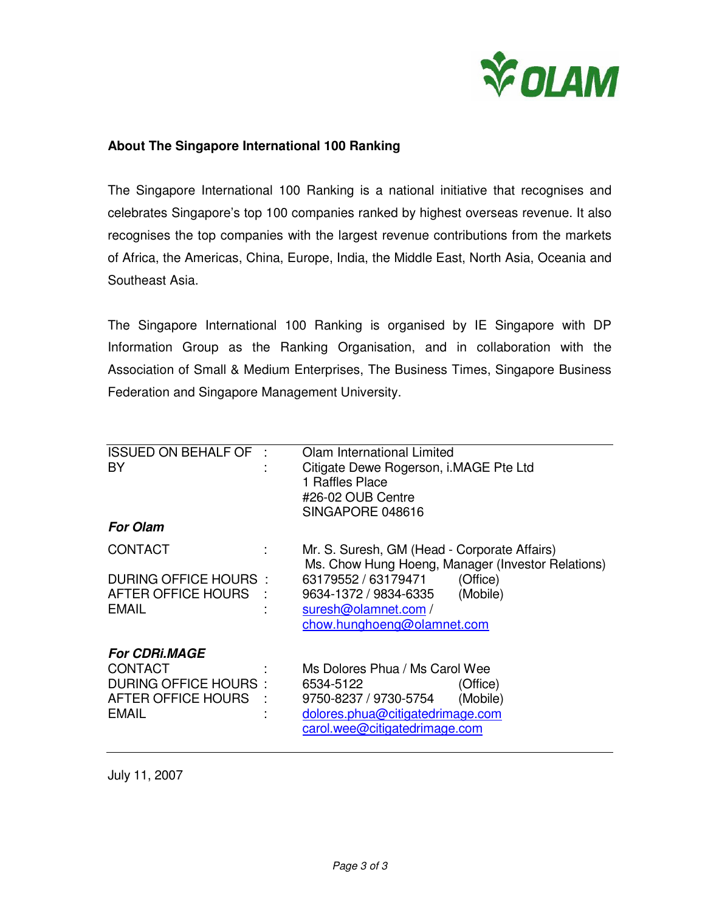## About The Singapore International 100 Ranking

The Singapore International 100 Ranking is a national initiative that recognises and celebrates Singapore's top 100 companies ranked by highest overseas revenue. It also recognises the top companies with the largest revenue contributions from the markets of Africa, the Americas, China, Europe, India, the Middle East, North Asia, Oceania and Southeast Asia.

The Singapore International 100 Ranking is organised by IE Singapore with DP Information Group as the Ranking Organisation, and in collaboration with the Association of Small & Medium Enterprises, The Business Times, Singapore Business Federation and Singapore Management University.

---

| | | |
|---|---|---|
| ISSUED ON BEHALF OF | : | Olam International Limited |
| BY | : | Citigate Dewe Rogerson, i.MAGE Pte Ltd<br>1 Raffles Place<br>#26-02 OUB Centre<br>SINGAPORE 048616 |
| ***For Olam*** | | |
| CONTACT | : | Mr. S. Suresh, GM (Head - Corporate Affairs)<br>Ms. Chow Hung Hoeng, Manager (Investor Relations) |
| DURING OFFICE HOURS | : | 63179552 / 63179471 (Office) |
| AFTER OFFICE HOURS | : | 9634-1372 / 9834-6335 (Mobile) |
| EMAIL | : | suresh@olamnet.com /<br>chow.hunghoeng@olamnet.com |
| ***For CDRi.MAGE*** | | |
| CONTACT | : | Ms Dolores Phua / Ms Carol Wee |
| DURING OFFICE HOURS | : | 6534-5122 (Office) |
| AFTER OFFICE HOURS | : | 9750-8237 / 9730-5754 (Mobile) |
| EMAIL | : | dolores.phua@citigatedrimage.com<br>carol.wee@citigatedrimage.com |

---

July 11, 2007